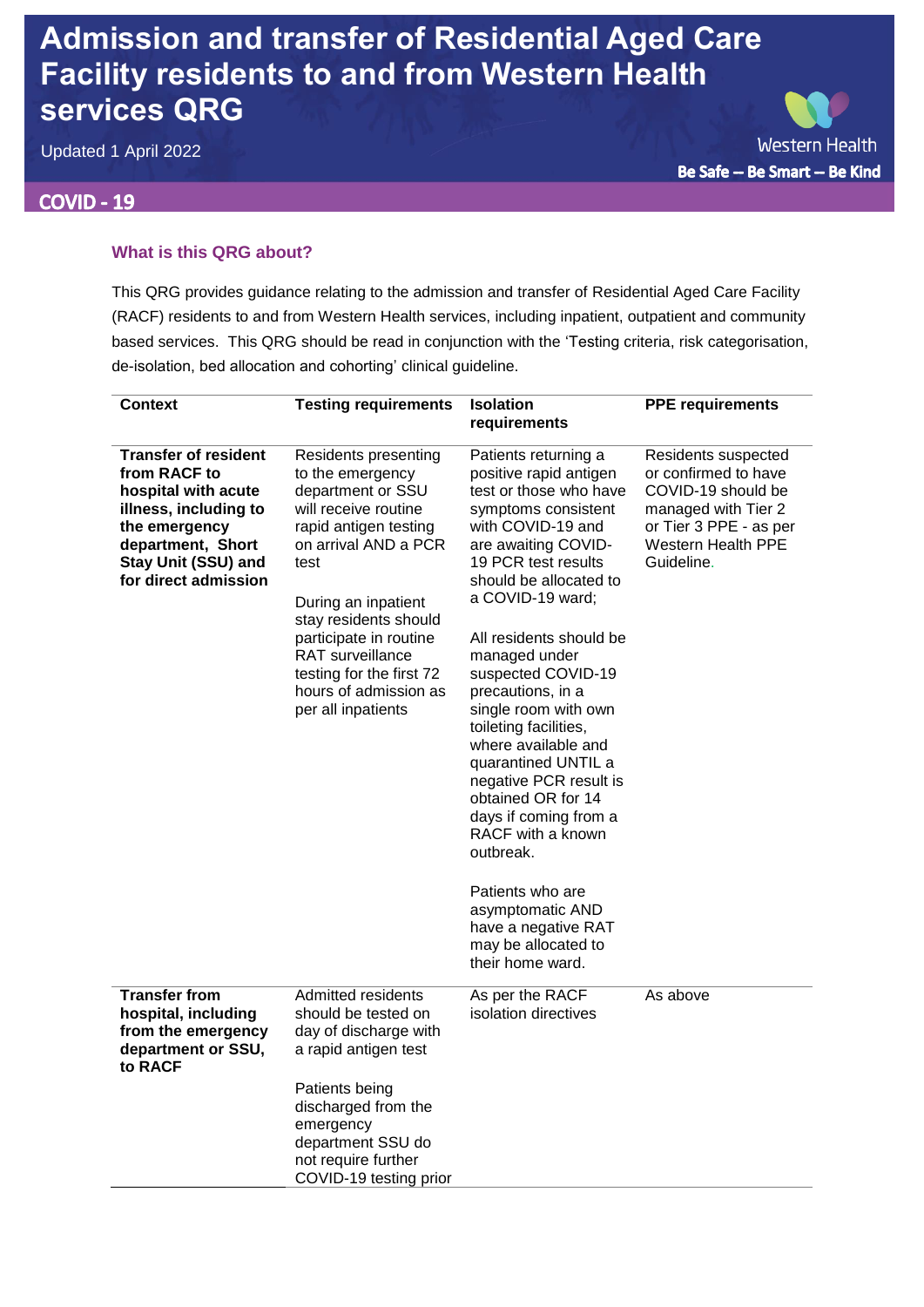# Admission and transfer of Residential Aged Care Facility residents to and from Western Health services QRG

Updated 1 April 2022

Western Health

**Be Safe – Be Smart – Be Kind**

**COVID - 19**

### What is this QRG about?

This QRG provides guidance relating to the admission and transfer of Residential Aged Care Facility (RACF) residents to and from Western Health services, including inpatient, outpatient and community based services. This QRG should be read in conjunction with the 'Testing criteria, risk categorisation, de-isolation, bed allocation and cohorting' clinical guideline.

| Context | Testing requirements | Isolation requirements | PPE requirements |
|---|---|---|---|
| **Transfer of resident from RACF to hospital with acute illness, including to the emergency department, Short Stay Unit (SSU) and for direct admission** | Residents presenting to the emergency department or SSU will receive routine rapid antigen testing on arrival AND a PCR test<br><br>During an inpatient stay residents should participate in routine RAT surveillance testing for the first 72 hours of admission as per all inpatients | Patients returning a positive rapid antigen test or those who have symptoms consistent with COVID-19 and are awaiting COVID-19 PCR test results should be allocated to a COVID-19 ward;<br><br>All residents should be managed under suspected COVID-19 precautions, in a single room with own toileting facilities, where available and quarantined UNTIL a negative PCR result is obtained OR for 14 days if coming from a RACF with a known outbreak.<br><br>Patients who are asymptomatic AND have a negative RAT may be allocated to their home ward. | Residents suspected or confirmed to have COVID-19 should be managed with Tier 2 or Tier 3 PPE - as per Western Health PPE Guideline. |
| **Transfer from hospital, including from the emergency department or SSU, to RACF** | Admitted residents should be tested on day of discharge with a rapid antigen test<br><br>Patients being discharged from the emergency department SSU do not require further COVID-19 testing prior | As per the RACF isolation directives | As above |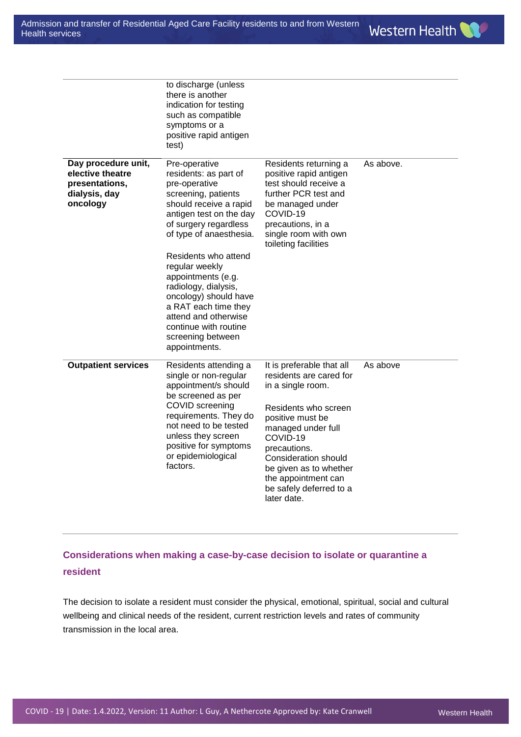| | | | |
|---|---|---|---|
| | to discharge (unless there is another indication for testing such as compatible symptoms or a positive rapid antigen test) | | |
| **Day procedure unit, elective theatre presentations, dialysis, day oncology** | Pre-operative residents: as part of pre-operative screening, patients should receive a rapid antigen test on the day of surgery regardless of type of anaesthesia.<br><br>Residents who attend regular weekly appointments (e.g. radiology, dialysis, oncology) should have a RAT each time they attend and otherwise continue with routine screening between appointments. | Residents returning a positive rapid antigen test should receive a further PCR test and be managed under COVID-19 precautions, in a single room with own toileting facilities | As above. |
| **Outpatient services** | Residents attending a single or non-regular appointment/s should be screened as per COVID screening requirements. They do not need to be tested unless they screen positive for symptoms or epidemiological factors. | It is preferable that all residents are cared for in a single room.<br><br>Residents who screen positive must be managed under full COVID-19 precautions. Consideration should be given as to whether the appointment can be safely deferred to a later date. | As above |

## Considerations when making a case-by-case decision to isolate or quarantine a resident

The decision to isolate a resident must consider the physical, emotional, spiritual, social and cultural wellbeing and clinical needs of the resident, current restriction levels and rates of community transmission in the local area.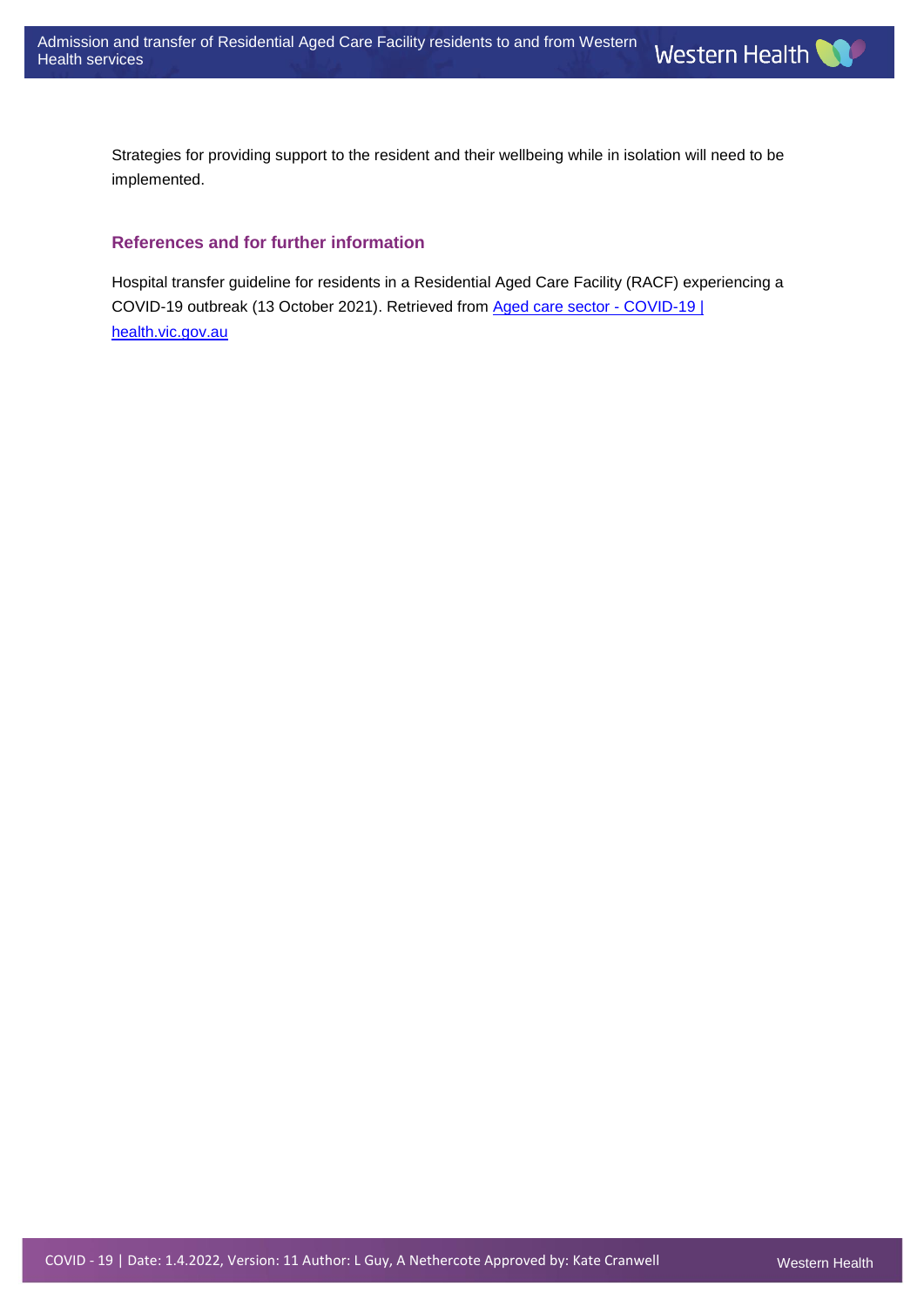Strategies for providing support to the resident and their wellbeing while in isolation will need to be implemented.

## References and for further information

Hospital transfer guideline for residents in a Residential Aged Care Facility (RACF) experiencing a COVID-19 outbreak (13 October 2021). Retrieved from [Aged care sector - COVID-19 | health.vic.gov.au]